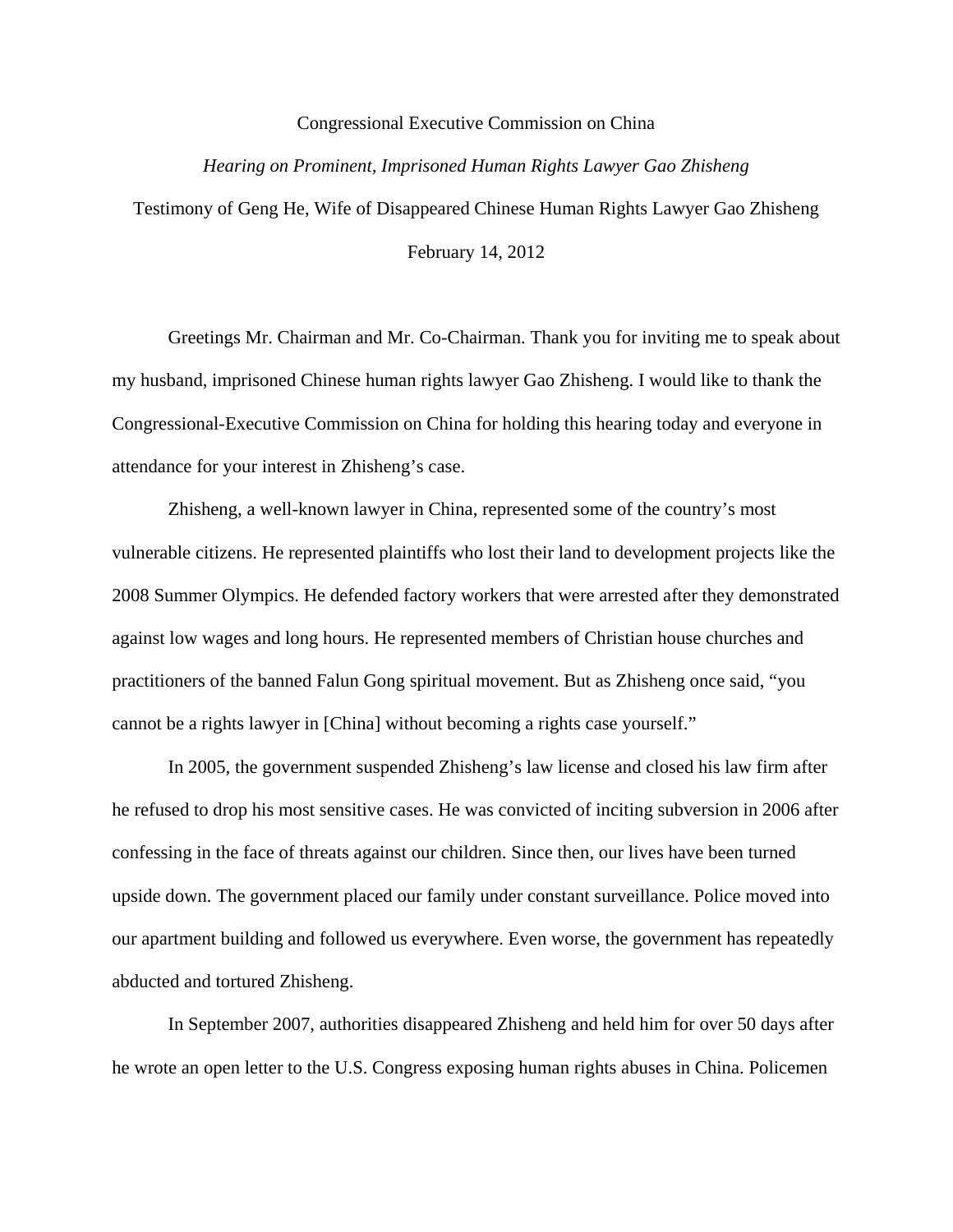Congressional Executive Commission on China

*Hearing on Prominent, Imprisoned Human Rights Lawyer Gao Zhisheng*

Testimony of Geng He, Wife of Disappeared Chinese Human Rights Lawyer Gao Zhisheng

February 14, 2012

Greetings Mr. Chairman and Mr. Co-Chairman. Thank you for inviting me to speak about my husband, imprisoned Chinese human rights lawyer Gao Zhisheng. I would like to thank the Congressional-Executive Commission on China for holding this hearing today and everyone in attendance for your interest in Zhisheng's case.

Zhisheng, a well-known lawyer in China, represented some of the country's most vulnerable citizens. He represented plaintiffs who lost their land to development projects like the 2008 Summer Olympics. He defended factory workers that were arrested after they demonstrated against low wages and long hours. He represented members of Christian house churches and practitioners of the banned Falun Gong spiritual movement. But as Zhisheng once said, "you cannot be a rights lawyer in [China] without becoming a rights case yourself."

In 2005, the government suspended Zhisheng's law license and closed his law firm after he refused to drop his most sensitive cases. He was convicted of inciting subversion in 2006 after confessing in the face of threats against our children. Since then, our lives have been turned upside down. The government placed our family under constant surveillance. Police moved into our apartment building and followed us everywhere. Even worse, the government has repeatedly abducted and tortured Zhisheng.

In September 2007, authorities disappeared Zhisheng and held him for over 50 days after he wrote an open letter to the U.S. Congress exposing human rights abuses in China. Policemen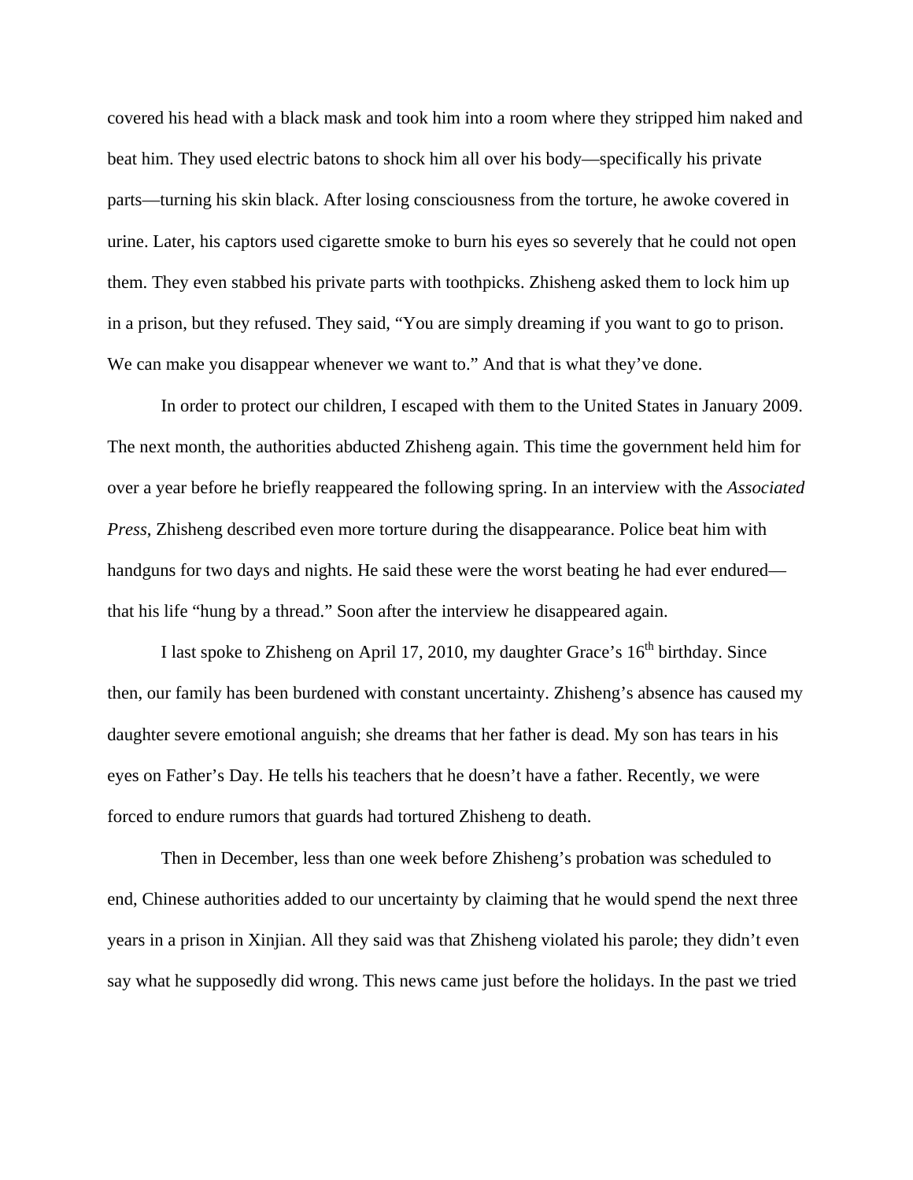covered his head with a black mask and took him into a room where they stripped him naked and beat him. They used electric batons to shock him all over his body—specifically his private parts—turning his skin black. After losing consciousness from the torture, he awoke covered in urine. Later, his captors used cigarette smoke to burn his eyes so severely that he could not open them. They even stabbed his private parts with toothpicks. Zhisheng asked them to lock him up in a prison, but they refused. They said, "You are simply dreaming if you want to go to prison. We can make you disappear whenever we want to." And that is what they've done.

In order to protect our children, I escaped with them to the United States in January 2009. The next month, the authorities abducted Zhisheng again. This time the government held him for over a year before he briefly reappeared the following spring. In an interview with the *Associated Press*, Zhisheng described even more torture during the disappearance. Police beat him with handguns for two days and nights. He said these were the worst beating he had ever endured—that his life "hung by a thread." Soon after the interview he disappeared again.

I last spoke to Zhisheng on April 17, 2010, my daughter Grace's 16th birthday. Since then, our family has been burdened with constant uncertainty. Zhisheng's absence has caused my daughter severe emotional anguish; she dreams that her father is dead. My son has tears in his eyes on Father's Day. He tells his teachers that he doesn't have a father. Recently, we were forced to endure rumors that guards had tortured Zhisheng to death.

Then in December, less than one week before Zhisheng's probation was scheduled to end, Chinese authorities added to our uncertainty by claiming that he would spend the next three years in a prison in Xinjian. All they said was that Zhisheng violated his parole; they didn't even say what he supposedly did wrong. This news came just before the holidays. In the past we tried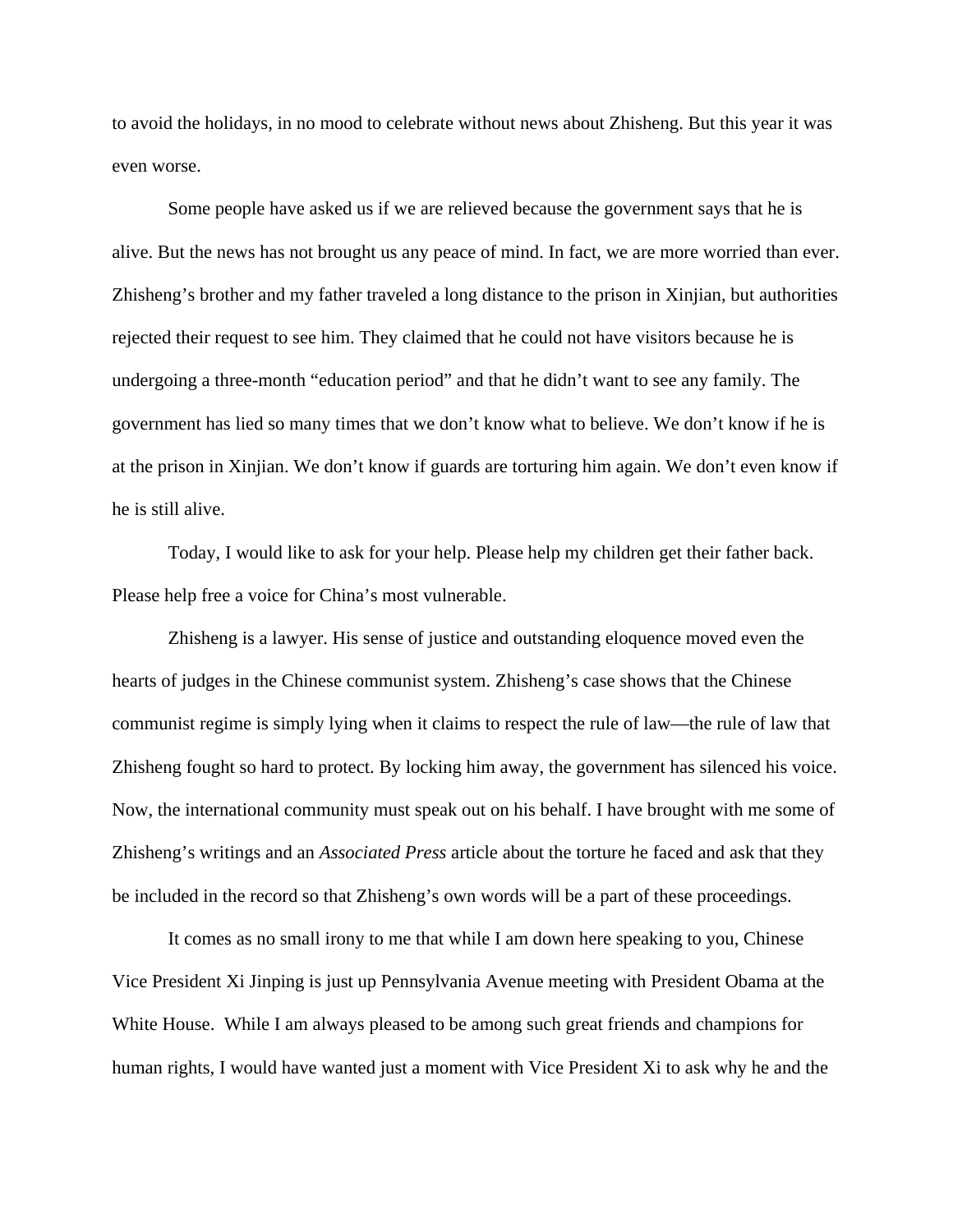to avoid the holidays, in no mood to celebrate without news about Zhisheng. But this year it was even worse.

Some people have asked us if we are relieved because the government says that he is alive. But the news has not brought us any peace of mind. In fact, we are more worried than ever. Zhisheng's brother and my father traveled a long distance to the prison in Xinjian, but authorities rejected their request to see him. They claimed that he could not have visitors because he is undergoing a three-month "education period" and that he didn't want to see any family. The government has lied so many times that we don't know what to believe. We don't know if he is at the prison in Xinjian. We don't know if guards are torturing him again. We don't even know if he is still alive.

Today, I would like to ask for your help. Please help my children get their father back. Please help free a voice for China's most vulnerable.

Zhisheng is a lawyer. His sense of justice and outstanding eloquence moved even the hearts of judges in the Chinese communist system. Zhisheng's case shows that the Chinese communist regime is simply lying when it claims to respect the rule of law—the rule of law that Zhisheng fought so hard to protect. By locking him away, the government has silenced his voice. Now, the international community must speak out on his behalf. I have brought with me some of Zhisheng's writings and an *Associated Press* article about the torture he faced and ask that they be included in the record so that Zhisheng's own words will be a part of these proceedings.

It comes as no small irony to me that while I am down here speaking to you, Chinese Vice President Xi Jinping is just up Pennsylvania Avenue meeting with President Obama at the White House. While I am always pleased to be among such great friends and champions for human rights, I would have wanted just a moment with Vice President Xi to ask why he and the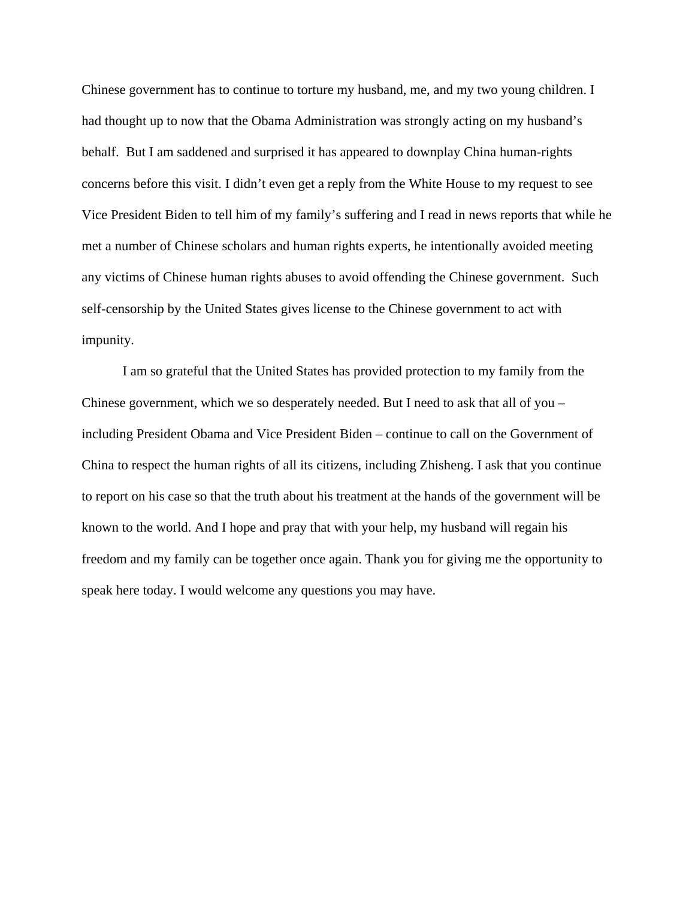Chinese government has to continue to torture my husband, me, and my two young children. I had thought up to now that the Obama Administration was strongly acting on my husband's behalf. But I am saddened and surprised it has appeared to downplay China human-rights concerns before this visit. I didn't even get a reply from the White House to my request to see Vice President Biden to tell him of my family's suffering and I read in news reports that while he met a number of Chinese scholars and human rights experts, he intentionally avoided meeting any victims of Chinese human rights abuses to avoid offending the Chinese government. Such self-censorship by the United States gives license to the Chinese government to act with impunity.

I am so grateful that the United States has provided protection to my family from the Chinese government, which we so desperately needed. But I need to ask that all of you – including President Obama and Vice President Biden – continue to call on the Government of China to respect the human rights of all its citizens, including Zhisheng. I ask that you continue to report on his case so that the truth about his treatment at the hands of the government will be known to the world. And I hope and pray that with your help, my husband will regain his freedom and my family can be together once again. Thank you for giving me the opportunity to speak here today. I would welcome any questions you may have.